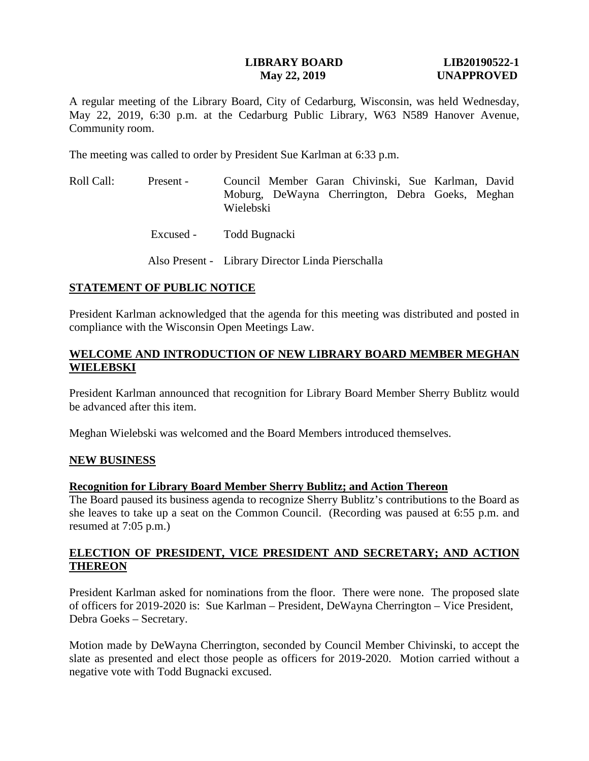**LIBRARY BOARD** **LIB20190522-1**
**May 22, 2019** **UNAPPROVED**

A regular meeting of the Library Board, City of Cedarburg, Wisconsin, was held Wednesday, May 22, 2019, 6:30 p.m. at the Cedarburg Public Library, W63 N589 Hanover Avenue, Community room.

The meeting was called to order by President Sue Karlman at 6:33 p.m.

Roll Call: Present - Council Member Garan Chivinski, Sue Karlman, David Moburg, DeWayna Cherrington, Debra Goeks, Meghan Wielebski

Excused - Todd Bugnacki

Also Present - Library Director Linda Pierschalla

## STATEMENT OF PUBLIC NOTICE

President Karlman acknowledged that the agenda for this meeting was distributed and posted in compliance with the Wisconsin Open Meetings Law.

## WELCOME AND INTRODUCTION OF NEW LIBRARY BOARD MEMBER MEGHAN WIELEBSKI

President Karlman announced that recognition for Library Board Member Sherry Bublitz would be advanced after this item.

Meghan Wielebski was welcomed and the Board Members introduced themselves.

## NEW BUSINESS

### Recognition for Library Board Member Sherry Bublitz; and Action Thereon

The Board paused its business agenda to recognize Sherry Bublitz's contributions to the Board as she leaves to take up a seat on the Common Council. (Recording was paused at 6:55 p.m. and resumed at 7:05 p.m.)

## ELECTION OF PRESIDENT, VICE PRESIDENT AND SECRETARY; AND ACTION THEREON

President Karlman asked for nominations from the floor. There were none. The proposed slate of officers for 2019-2020 is: Sue Karlman – President, DeWayna Cherrington – Vice President, Debra Goeks – Secretary.

Motion made by DeWayna Cherrington, seconded by Council Member Chivinski, to accept the slate as presented and elect those people as officers for 2019-2020. Motion carried without a negative vote with Todd Bugnacki excused.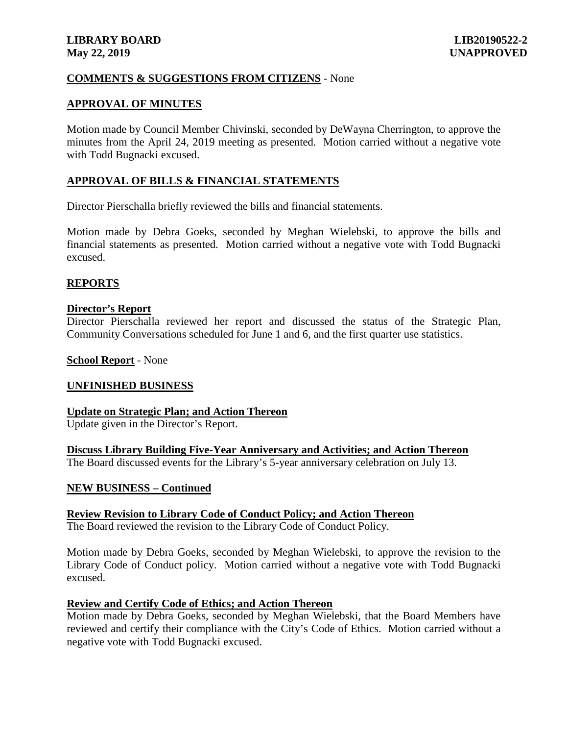## COMMENTS & SUGGESTIONS FROM CITIZENS - None

## APPROVAL OF MINUTES

Motion made by Council Member Chivinski, seconded by DeWayna Cherrington, to approve the minutes from the April 24, 2019 meeting as presented. Motion carried without a negative vote with Todd Bugnacki excused.

## APPROVAL OF BILLS & FINANCIAL STATEMENTS

Director Pierschalla briefly reviewed the bills and financial statements.

Motion made by Debra Goeks, seconded by Meghan Wielebski, to approve the bills and financial statements as presented. Motion carried without a negative vote with Todd Bugnacki excused.

## REPORTS

### Director's Report

Director Pierschalla reviewed her report and discussed the status of the Strategic Plan, Community Conversations scheduled for June 1 and 6, and the first quarter use statistics.

**School Report** - None

## UNFINISHED BUSINESS

### Update on Strategic Plan; and Action Thereon

Update given in the Director's Report.

### Discuss Library Building Five-Year Anniversary and Activities; and Action Thereon

The Board discussed events for the Library's 5-year anniversary celebration on July 13.

## NEW BUSINESS – Continued

### Review Revision to Library Code of Conduct Policy; and Action Thereon

The Board reviewed the revision to the Library Code of Conduct Policy.

Motion made by Debra Goeks, seconded by Meghan Wielebski, to approve the revision to the Library Code of Conduct policy. Motion carried without a negative vote with Todd Bugnacki excused.

### Review and Certify Code of Ethics; and Action Thereon

Motion made by Debra Goeks, seconded by Meghan Wielebski, that the Board Members have reviewed and certify their compliance with the City's Code of Ethics. Motion carried without a negative vote with Todd Bugnacki excused.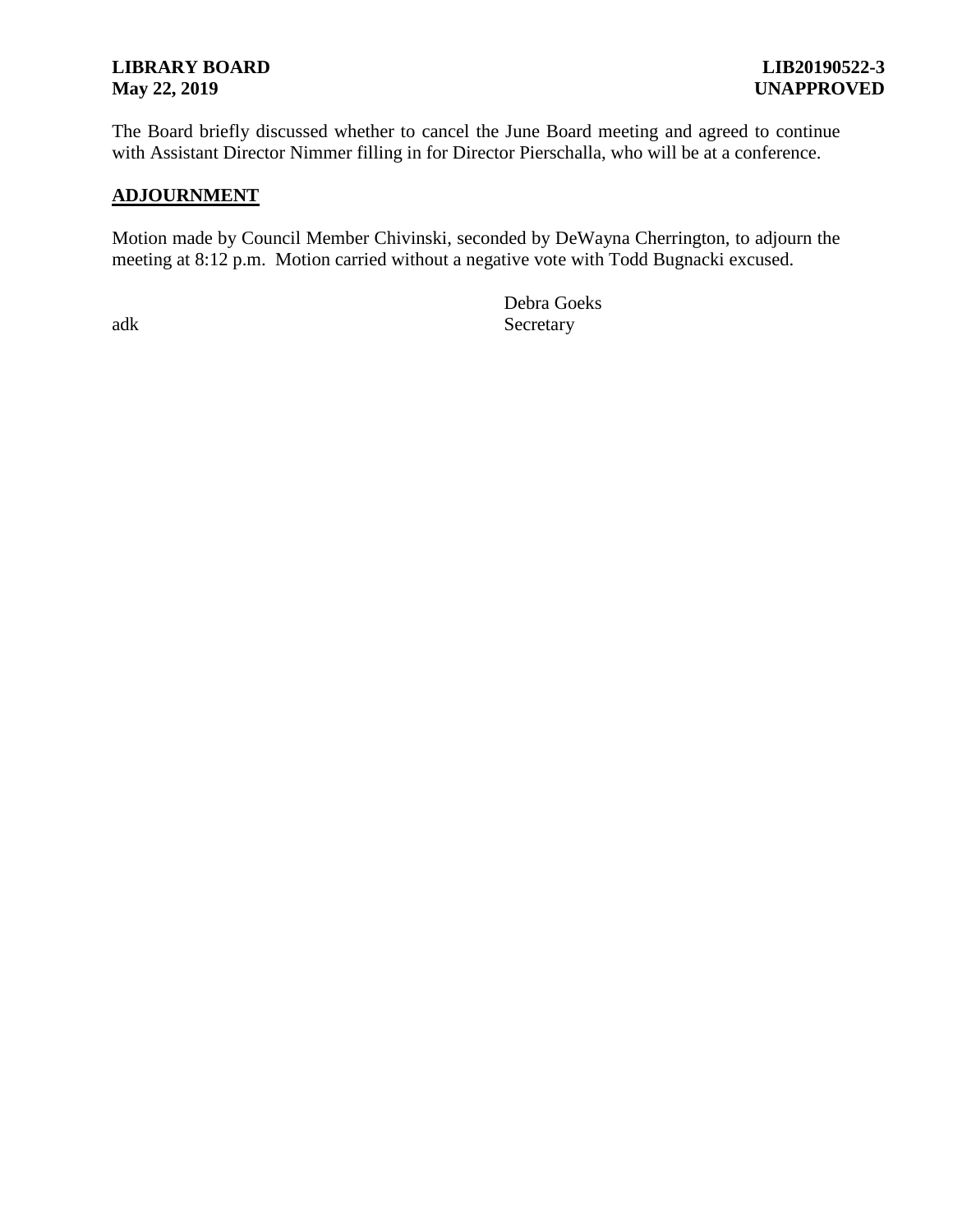The Board briefly discussed whether to cancel the June Board meeting and agreed to continue with Assistant Director Nimmer filling in for Director Pierschalla, who will be at a conference.

## ADJOURNMENT

Motion made by Council Member Chivinski, seconded by DeWayna Cherrington, to adjourn the meeting at 8:12 p.m. Motion carried without a negative vote with Todd Bugnacki excused.

Debra Goeks
Secretary

adk